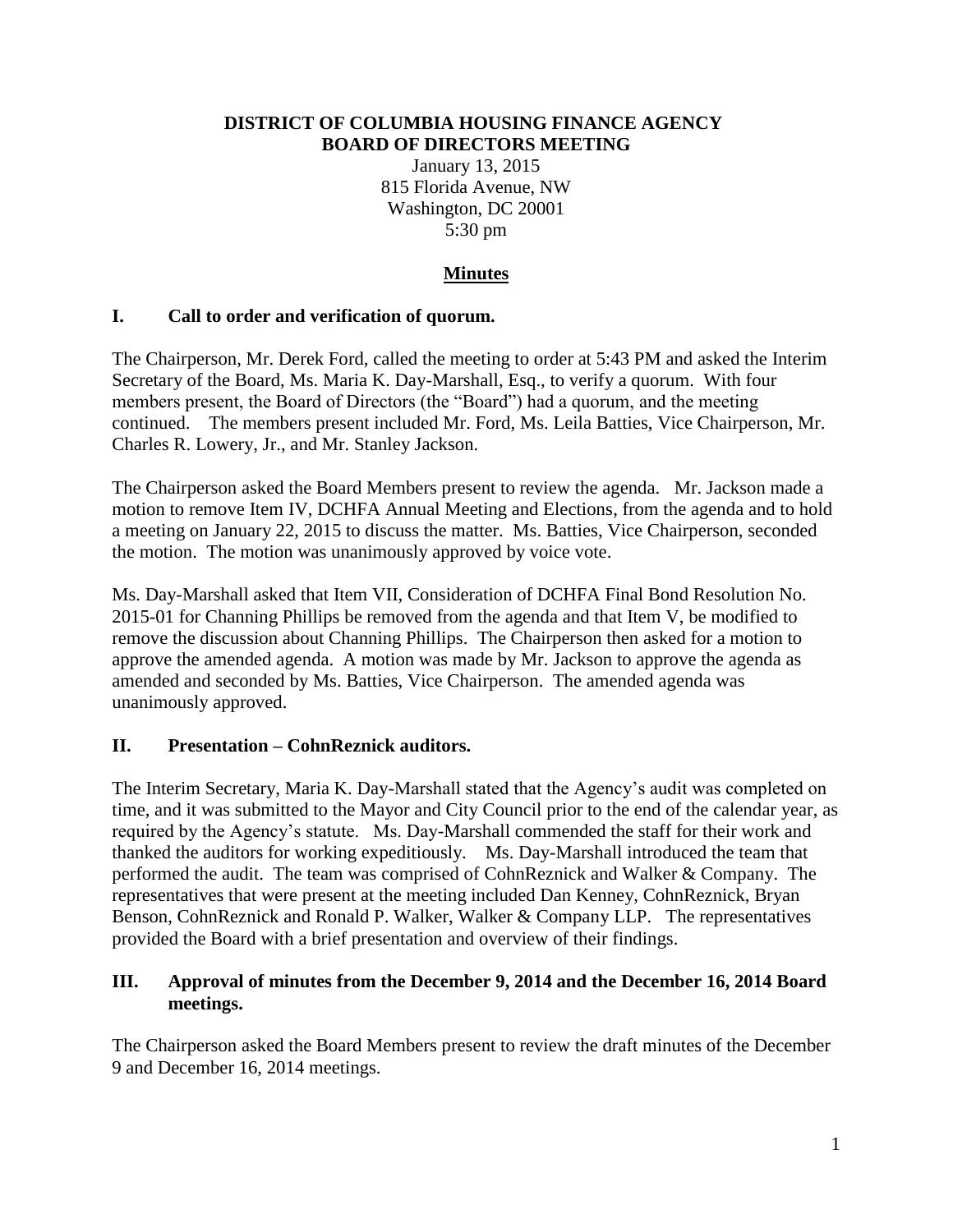**DISTRICT OF COLUMBIA HOUSING FINANCE AGENCY**
**BOARD OF DIRECTORS MEETING**

January 13, 2015
815 Florida Avenue, NW
Washington, DC 20001
5:30 pm

# Minutes

## I. Call to order and verification of quorum.

The Chairperson, Mr. Derek Ford, called the meeting to order at 5:43 PM and asked the Interim Secretary of the Board, Ms. Maria K. Day-Marshall, Esq., to verify a quorum. With four members present, the Board of Directors (the "Board") had a quorum, and the meeting continued. The members present included Mr. Ford, Ms. Leila Batties, Vice Chairperson, Mr. Charles R. Lowery, Jr., and Mr. Stanley Jackson.

The Chairperson asked the Board Members present to review the agenda. Mr. Jackson made a motion to remove Item IV, DCHFA Annual Meeting and Elections, from the agenda and to hold a meeting on January 22, 2015 to discuss the matter. Ms. Batties, Vice Chairperson, seconded the motion. The motion was unanimously approved by voice vote.

Ms. Day-Marshall asked that Item VII, Consideration of DCHFA Final Bond Resolution No. 2015-01 for Channing Phillips be removed from the agenda and that Item V, be modified to remove the discussion about Channing Phillips. The Chairperson then asked for a motion to approve the amended agenda. A motion was made by Mr. Jackson to approve the agenda as amended and seconded by Ms. Batties, Vice Chairperson. The amended agenda was unanimously approved.

## II. Presentation – CohnReznick auditors.

The Interim Secretary, Maria K. Day-Marshall stated that the Agency's audit was completed on time, and it was submitted to the Mayor and City Council prior to the end of the calendar year, as required by the Agency's statute. Ms. Day-Marshall commended the staff for their work and thanked the auditors for working expeditiously. Ms. Day-Marshall introduced the team that performed the audit. The team was comprised of CohnReznick and Walker & Company. The representatives that were present at the meeting included Dan Kenney, CohnReznick, Bryan Benson, CohnReznick and Ronald P. Walker, Walker & Company LLP. The representatives provided the Board with a brief presentation and overview of their findings.

## III. Approval of minutes from the December 9, 2014 and the December 16, 2014 Board meetings.

The Chairperson asked the Board Members present to review the draft minutes of the December 9 and December 16, 2014 meetings.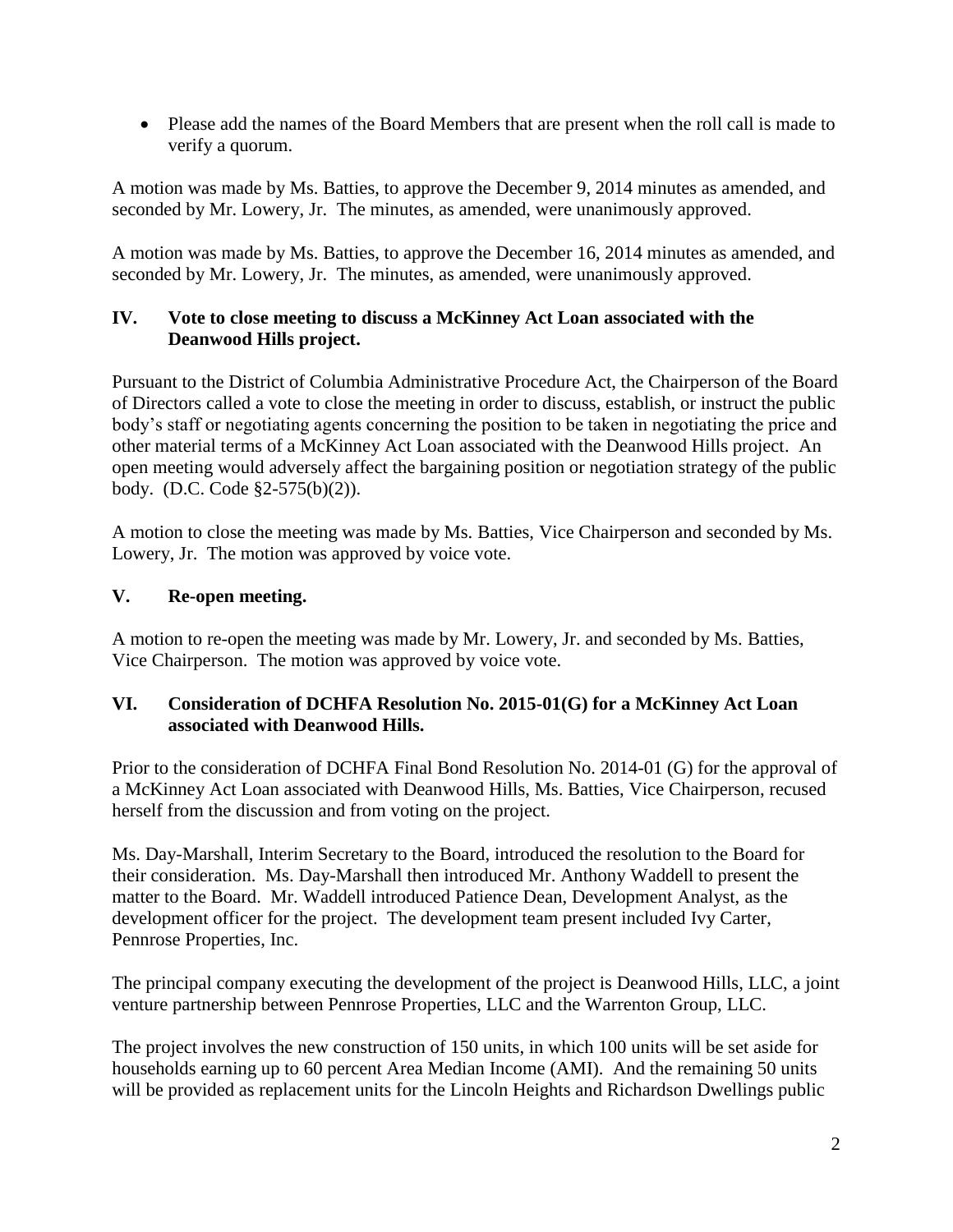- Please add the names of the Board Members that are present when the roll call is made to verify a quorum.

A motion was made by Ms. Batties, to approve the December 9, 2014 minutes as amended, and seconded by Mr. Lowery, Jr. The minutes, as amended, were unanimously approved.

A motion was made by Ms. Batties, to approve the December 16, 2014 minutes as amended, and seconded by Mr. Lowery, Jr. The minutes, as amended, were unanimously approved.

## IV. Vote to close meeting to discuss a McKinney Act Loan associated with the Deanwood Hills project.

Pursuant to the District of Columbia Administrative Procedure Act, the Chairperson of the Board of Directors called a vote to close the meeting in order to discuss, establish, or instruct the public body's staff or negotiating agents concerning the position to be taken in negotiating the price and other material terms of a McKinney Act Loan associated with the Deanwood Hills project. An open meeting would adversely affect the bargaining position or negotiation strategy of the public body. (D.C. Code §2-575(b)(2)).

A motion to close the meeting was made by Ms. Batties, Vice Chairperson and seconded by Ms. Lowery, Jr. The motion was approved by voice vote.

## V. Re-open meeting.

A motion to re-open the meeting was made by Mr. Lowery, Jr. and seconded by Ms. Batties, Vice Chairperson. The motion was approved by voice vote.

## VI. Consideration of DCHFA Resolution No. 2015-01(G) for a McKinney Act Loan associated with Deanwood Hills.

Prior to the consideration of DCHFA Final Bond Resolution No. 2014-01 (G) for the approval of a McKinney Act Loan associated with Deanwood Hills, Ms. Batties, Vice Chairperson, recused herself from the discussion and from voting on the project.

Ms. Day-Marshall, Interim Secretary to the Board, introduced the resolution to the Board for their consideration. Ms. Day-Marshall then introduced Mr. Anthony Waddell to present the matter to the Board. Mr. Waddell introduced Patience Dean, Development Analyst, as the development officer for the project. The development team present included Ivy Carter, Pennrose Properties, Inc.

The principal company executing the development of the project is Deanwood Hills, LLC, a joint venture partnership between Pennrose Properties, LLC and the Warrenton Group, LLC.

The project involves the new construction of 150 units, in which 100 units will be set aside for households earning up to 60 percent Area Median Income (AMI). And the remaining 50 units will be provided as replacement units for the Lincoln Heights and Richardson Dwellings public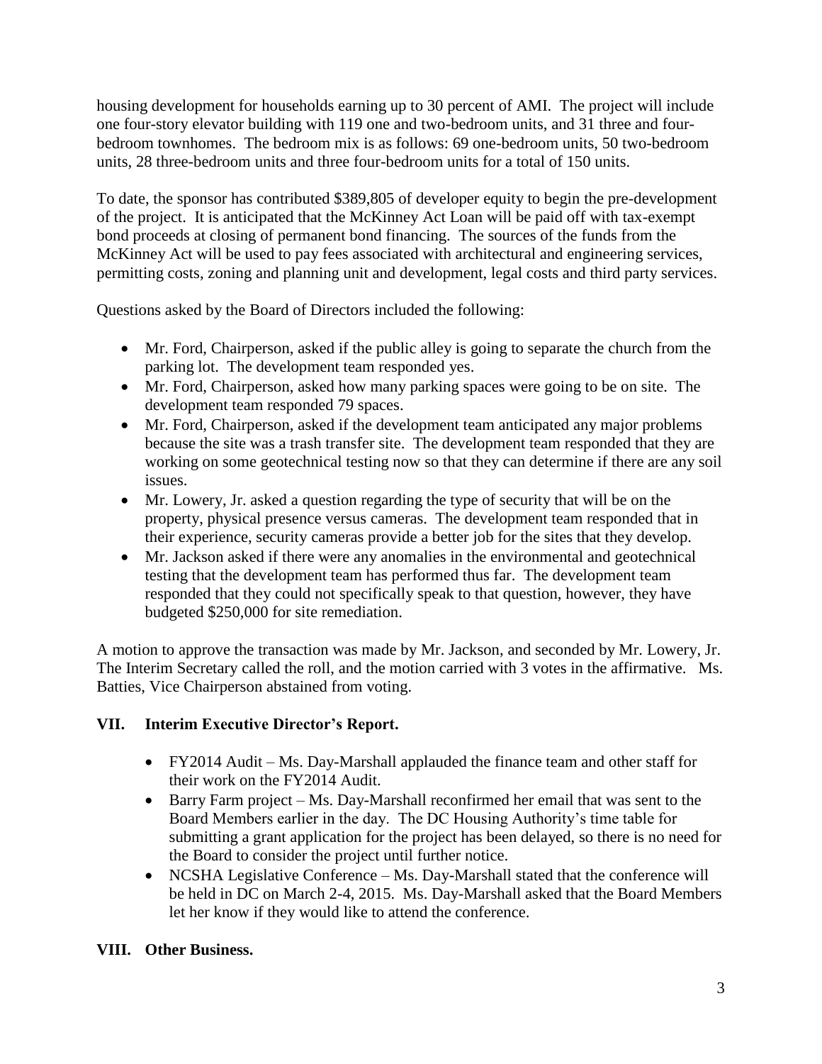housing development for households earning up to 30 percent of AMI. The project will include one four-story elevator building with 119 one and two-bedroom units, and 31 three and four-bedroom townhomes. The bedroom mix is as follows: 69 one-bedroom units, 50 two-bedroom units, 28 three-bedroom units and three four-bedroom units for a total of 150 units.

To date, the sponsor has contributed $389,805 of developer equity to begin the pre-development of the project. It is anticipated that the McKinney Act Loan will be paid off with tax-exempt bond proceeds at closing of permanent bond financing. The sources of the funds from the McKinney Act will be used to pay fees associated with architectural and engineering services, permitting costs, zoning and planning unit and development, legal costs and third party services.

Questions asked by the Board of Directors included the following:

- Mr. Ford, Chairperson, asked if the public alley is going to separate the church from the parking lot. The development team responded yes.
- Mr. Ford, Chairperson, asked how many parking spaces were going to be on site. The development team responded 79 spaces.
- Mr. Ford, Chairperson, asked if the development team anticipated any major problems because the site was a trash transfer site. The development team responded that they are working on some geotechnical testing now so that they can determine if there are any soil issues.
- Mr. Lowery, Jr. asked a question regarding the type of security that will be on the property, physical presence versus cameras. The development team responded that in their experience, security cameras provide a better job for the sites that they develop.
- Mr. Jackson asked if there were any anomalies in the environmental and geotechnical testing that the development team has performed thus far. The development team responded that they could not specifically speak to that question, however, they have budgeted $250,000 for site remediation.

A motion to approve the transaction was made by Mr. Jackson, and seconded by Mr. Lowery, Jr. The Interim Secretary called the roll, and the motion carried with 3 votes in the affirmative. Ms. Batties, Vice Chairperson abstained from voting.

## VII. Interim Executive Director's Report.

- FY2014 Audit – Ms. Day-Marshall applauded the finance team and other staff for their work on the FY2014 Audit.
- Barry Farm project – Ms. Day-Marshall reconfirmed her email that was sent to the Board Members earlier in the day. The DC Housing Authority's time table for submitting a grant application for the project has been delayed, so there is no need for the Board to consider the project until further notice.
- NCSHA Legislative Conference – Ms. Day-Marshall stated that the conference will be held in DC on March 2-4, 2015. Ms. Day-Marshall asked that the Board Members let her know if they would like to attend the conference.

## VIII. Other Business.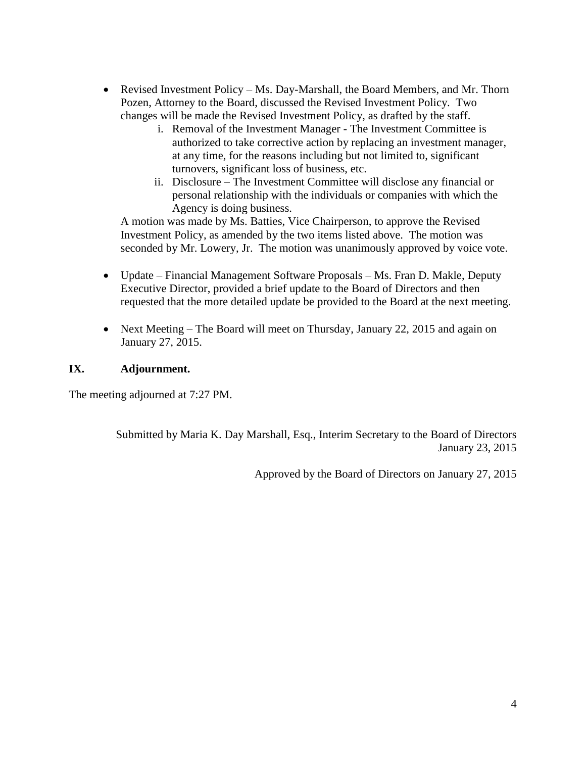- Revised Investment Policy – Ms. Day-Marshall, the Board Members, and Mr. Thorn Pozen, Attorney to the Board, discussed the Revised Investment Policy. Two changes will be made the Revised Investment Policy, as drafted by the staff.
    i. Removal of the Investment Manager - The Investment Committee is authorized to take corrective action by replacing an investment manager, at any time, for the reasons including but not limited to, significant turnovers, significant loss of business, etc.
    ii. Disclosure – The Investment Committee will disclose any financial or personal relationship with the individuals or companies with which the Agency is doing business.

  A motion was made by Ms. Batties, Vice Chairperson, to approve the Revised Investment Policy, as amended by the two items listed above. The motion was seconded by Mr. Lowery, Jr. The motion was unanimously approved by voice vote.

- Update – Financial Management Software Proposals – Ms. Fran D. Makle, Deputy Executive Director, provided a brief update to the Board of Directors and then requested that the more detailed update be provided to the Board at the next meeting.

- Next Meeting – The Board will meet on Thursday, January 22, 2015 and again on January 27, 2015.

## IX. Adjournment.

The meeting adjourned at 7:27 PM.

Submitted by Maria K. Day Marshall, Esq., Interim Secretary to the Board of Directors
January 23, 2015

Approved by the Board of Directors on January 27, 2015